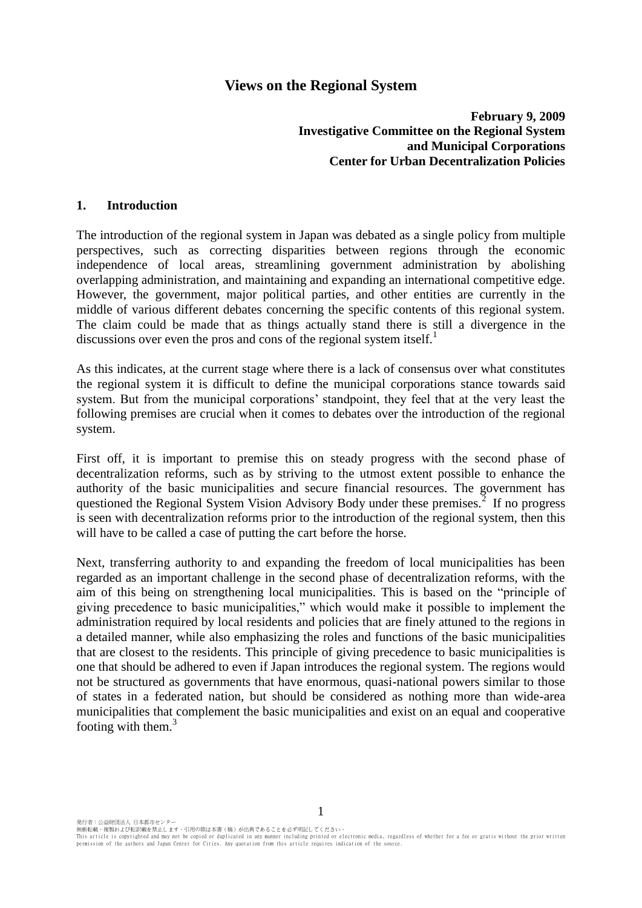# Views on the Regional System

**February 9, 2009**
**Investigative Committee on the Regional System and Municipal Corporations**
**Center for Urban Decentralization Policies**

## 1. Introduction

The introduction of the regional system in Japan was debated as a single policy from multiple perspectives, such as correcting disparities between regions through the economic independence of local areas, streamlining government administration by abolishing overlapping administration, and maintaining and expanding an international competitive edge. However, the government, major political parties, and other entities are currently in the middle of various different debates concerning the specific contents of this regional system. The claim could be made that as things actually stand there is still a divergence in the discussions over even the pros and cons of the regional system itself.[1]

As this indicates, at the current stage where there is a lack of consensus over what constitutes the regional system it is difficult to define the municipal corporations stance towards said system. But from the municipal corporations' standpoint, they feel that at the very least the following premises are crucial when it comes to debates over the introduction of the regional system.

First off, it is important to premise this on steady progress with the second phase of decentralization reforms, such as by striving to the utmost extent possible to enhance the authority of the basic municipalities and secure financial resources. The government has questioned the Regional System Vision Advisory Body under these premises.[2] If no progress is seen with decentralization reforms prior to the introduction of the regional system, then this will have to be called a case of putting the cart before the horse.

Next, transferring authority to and expanding the freedom of local municipalities has been regarded as an important challenge in the second phase of decentralization reforms, with the aim of this being on strengthening local municipalities. This is based on the "principle of giving precedence to basic municipalities," which would make it possible to implement the administration required by local residents and policies that are finely attuned to the regions in a detailed manner, while also emphasizing the roles and functions of the basic municipalities that are closest to the residents. This principle of giving precedence to basic municipalities is one that should be adhered to even if Japan introduces the regional system. The regions would not be structured as governments that have enormous, quasi-national powers similar to those of states in a federated nation, but should be considered as nothing more than wide-area municipalities that complement the basic municipalities and exist on an equal and cooperative footing with them.[3]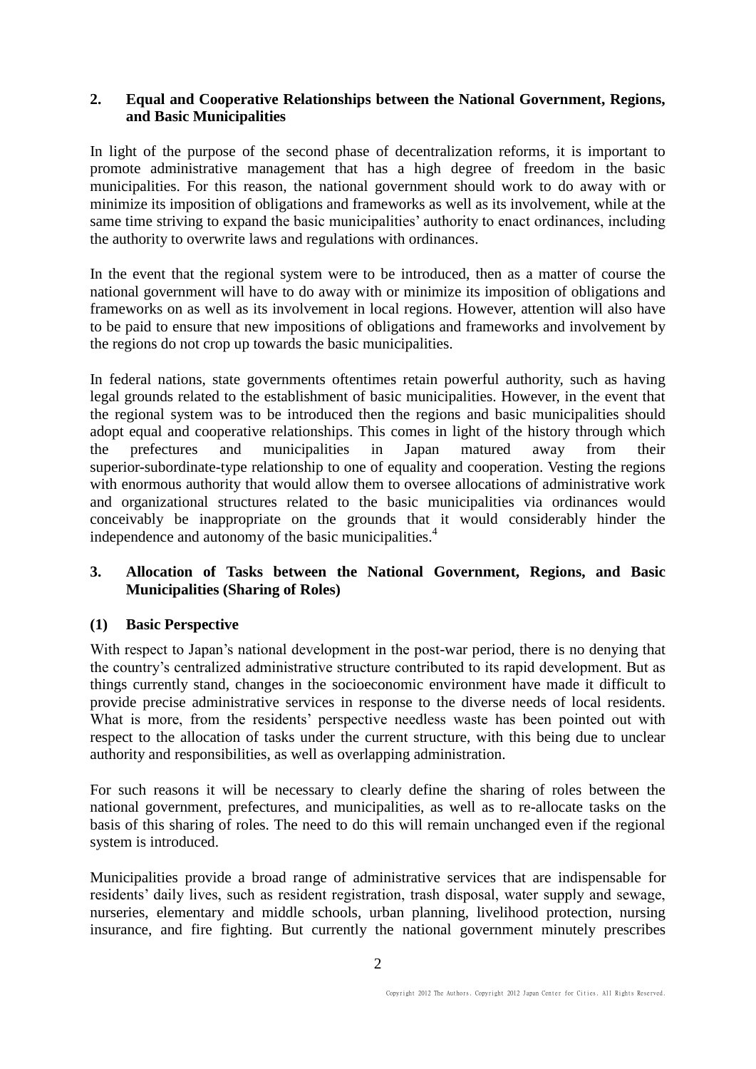## 2. Equal and Cooperative Relationships between the National Government, Regions, and Basic Municipalities

In light of the purpose of the second phase of decentralization reforms, it is important to promote administrative management that has a high degree of freedom in the basic municipalities. For this reason, the national government should work to do away with or minimize its imposition of obligations and frameworks as well as its involvement, while at the same time striving to expand the basic municipalities' authority to enact ordinances, including the authority to overwrite laws and regulations with ordinances.

In the event that the regional system were to be introduced, then as a matter of course the national government will have to do away with or minimize its imposition of obligations and frameworks on as well as its involvement in local regions. However, attention will also have to be paid to ensure that new impositions of obligations and frameworks and involvement by the regions do not crop up towards the basic municipalities.

In federal nations, state governments oftentimes retain powerful authority, such as having legal grounds related to the establishment of basic municipalities. However, in the event that the regional system was to be introduced then the regions and basic municipalities should adopt equal and cooperative relationships. This comes in light of the history through which the prefectures and municipalities in Japan matured away from their superior-subordinate-type relationship to one of equality and cooperation. Vesting the regions with enormous authority that would allow them to oversee allocations of administrative work and organizational structures related to the basic municipalities via ordinances would conceivably be inappropriate on the grounds that it would considerably hinder the independence and autonomy of the basic municipalities.[4]

## 3. Allocation of Tasks between the National Government, Regions, and Basic Municipalities (Sharing of Roles)

### (1) Basic Perspective

With respect to Japan's national development in the post-war period, there is no denying that the country's centralized administrative structure contributed to its rapid development. But as things currently stand, changes in the socioeconomic environment have made it difficult to provide precise administrative services in response to the diverse needs of local residents. What is more, from the residents' perspective needless waste has been pointed out with respect to the allocation of tasks under the current structure, with this being due to unclear authority and responsibilities, as well as overlapping administration.

For such reasons it will be necessary to clearly define the sharing of roles between the national government, prefectures, and municipalities, as well as to re-allocate tasks on the basis of this sharing of roles. The need to do this will remain unchanged even if the regional system is introduced.

Municipalities provide a broad range of administrative services that are indispensable for residents' daily lives, such as resident registration, trash disposal, water supply and sewage, nurseries, elementary and middle schools, urban planning, livelihood protection, nursing insurance, and fire fighting. But currently the national government minutely prescribes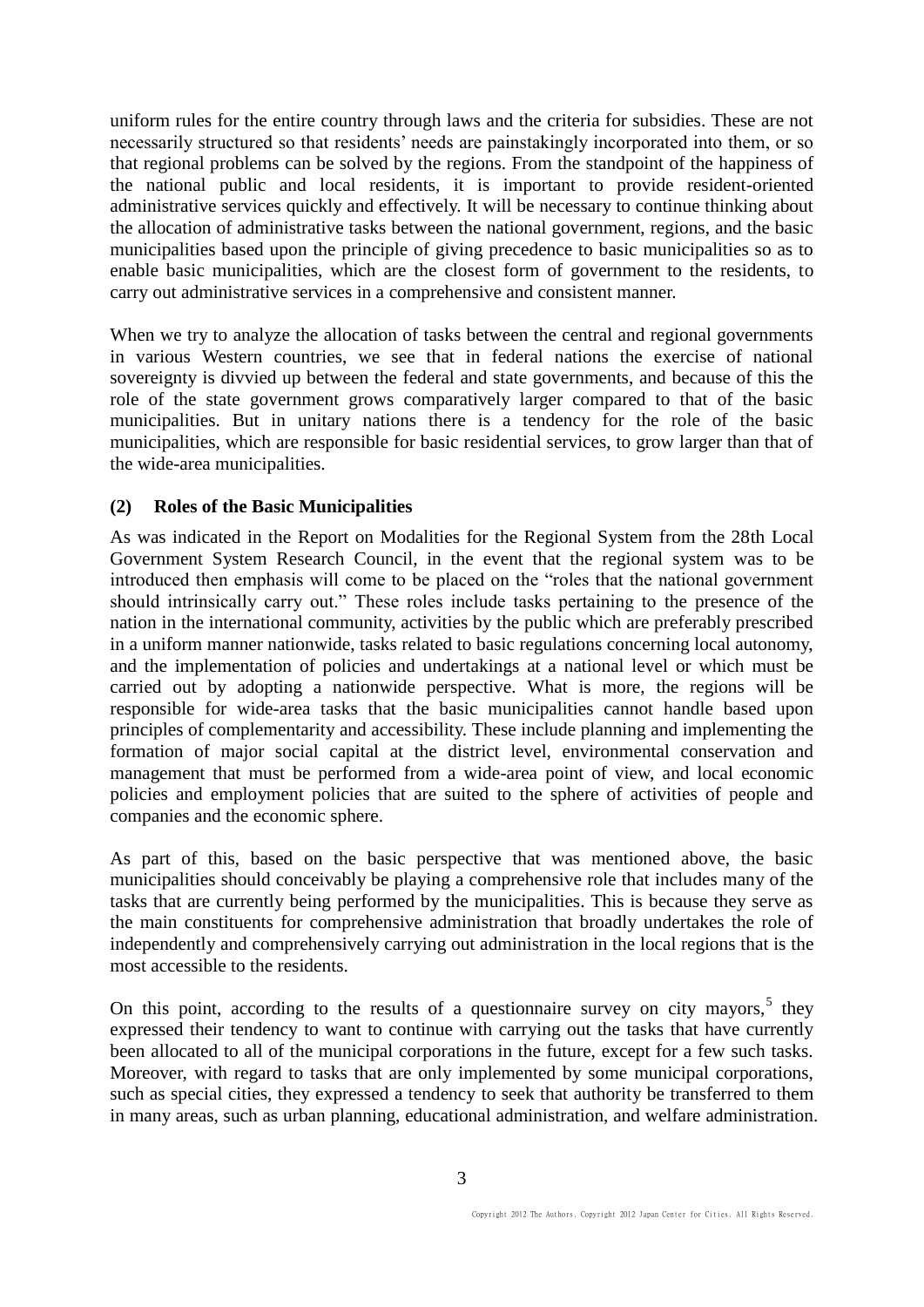uniform rules for the entire country through laws and the criteria for subsidies. These are not necessarily structured so that residents' needs are painstakingly incorporated into them, or so that regional problems can be solved by the regions. From the standpoint of the happiness of the national public and local residents, it is important to provide resident-oriented administrative services quickly and effectively. It will be necessary to continue thinking about the allocation of administrative tasks between the national government, regions, and the basic municipalities based upon the principle of giving precedence to basic municipalities so as to enable basic municipalities, which are the closest form of government to the residents, to carry out administrative services in a comprehensive and consistent manner.

When we try to analyze the allocation of tasks between the central and regional governments in various Western countries, we see that in federal nations the exercise of national sovereignty is divvied up between the federal and state governments, and because of this the role of the state government grows comparatively larger compared to that of the basic municipalities. But in unitary nations there is a tendency for the role of the basic municipalities, which are responsible for basic residential services, to grow larger than that of the wide-area municipalities.

### (2) Roles of the Basic Municipalities

As was indicated in the Report on Modalities for the Regional System from the 28th Local Government System Research Council, in the event that the regional system was to be introduced then emphasis will come to be placed on the "roles that the national government should intrinsically carry out." These roles include tasks pertaining to the presence of the nation in the international community, activities by the public which are preferably prescribed in a uniform manner nationwide, tasks related to basic regulations concerning local autonomy, and the implementation of policies and undertakings at a national level or which must be carried out by adopting a nationwide perspective. What is more, the regions will be responsible for wide-area tasks that the basic municipalities cannot handle based upon principles of complementarity and accessibility. These include planning and implementing the formation of major social capital at the district level, environmental conservation and management that must be performed from a wide-area point of view, and local economic policies and employment policies that are suited to the sphere of activities of people and companies and the economic sphere.

As part of this, based on the basic perspective that was mentioned above, the basic municipalities should conceivably be playing a comprehensive role that includes many of the tasks that are currently being performed by the municipalities. This is because they serve as the main constituents for comprehensive administration that broadly undertakes the role of independently and comprehensively carrying out administration in the local regions that is the most accessible to the residents.

On this point, according to the results of a questionnaire survey on city mayors,[5] they expressed their tendency to want to continue with carrying out the tasks that have currently been allocated to all of the municipal corporations in the future, except for a few such tasks. Moreover, with regard to tasks that are only implemented by some municipal corporations, such as special cities, they expressed a tendency to seek that authority be transferred to them in many areas, such as urban planning, educational administration, and welfare administration.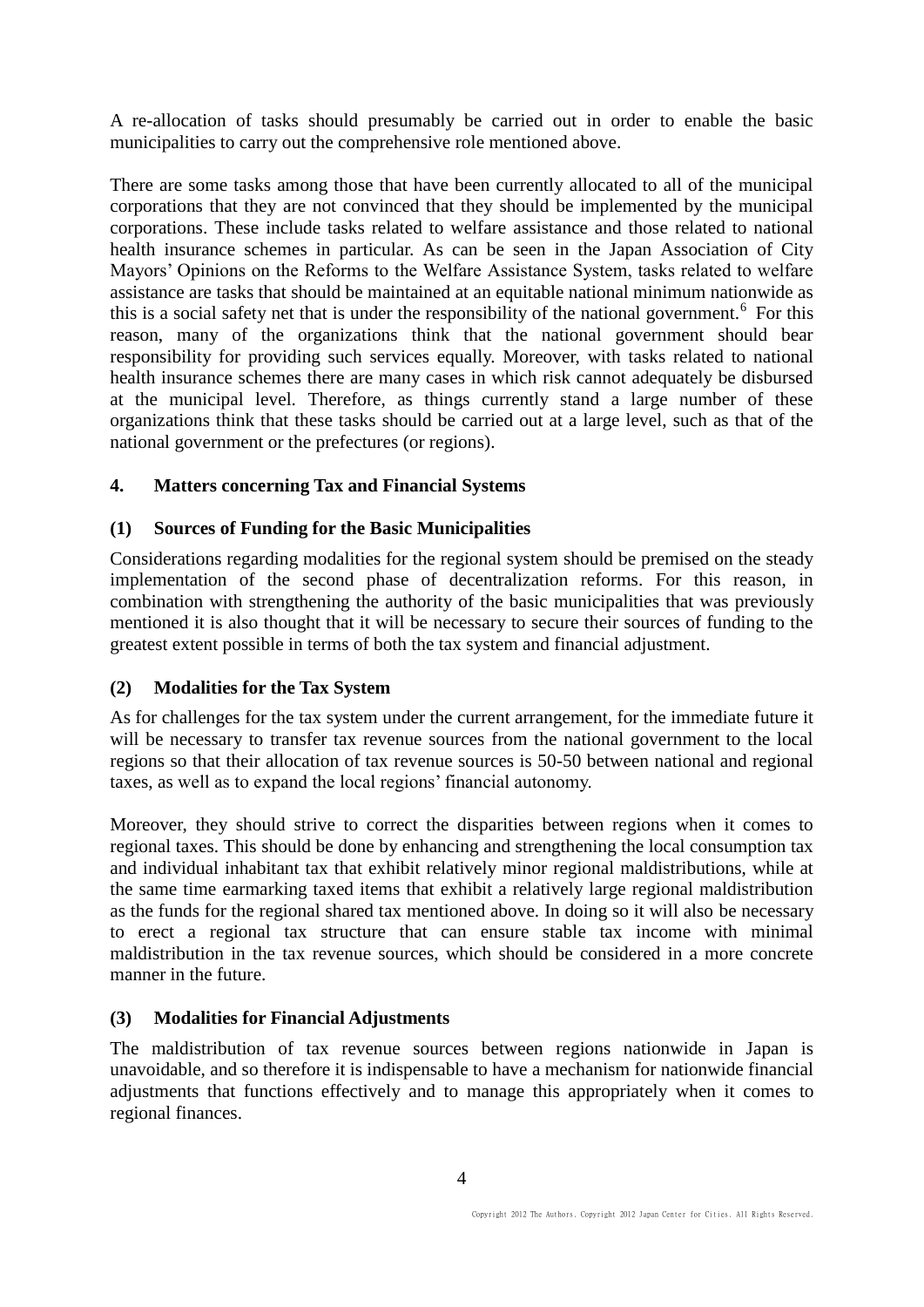A re-allocation of tasks should presumably be carried out in order to enable the basic municipalities to carry out the comprehensive role mentioned above.

There are some tasks among those that have been currently allocated to all of the municipal corporations that they are not convinced that they should be implemented by the municipal corporations. These include tasks related to welfare assistance and those related to national health insurance schemes in particular. As can be seen in the Japan Association of City Mayors' Opinions on the Reforms to the Welfare Assistance System, tasks related to welfare assistance are tasks that should be maintained at an equitable national minimum nationwide as this is a social safety net that is under the responsibility of the national government.[6] For this reason, many of the organizations think that the national government should bear responsibility for providing such services equally. Moreover, with tasks related to national health insurance schemes there are many cases in which risk cannot adequately be disbursed at the municipal level. Therefore, as things currently stand a large number of these organizations think that these tasks should be carried out at a large level, such as that of the national government or the prefectures (or regions).

## 4. Matters concerning Tax and Financial Systems

### (1) Sources of Funding for the Basic Municipalities

Considerations regarding modalities for the regional system should be premised on the steady implementation of the second phase of decentralization reforms. For this reason, in combination with strengthening the authority of the basic municipalities that was previously mentioned it is also thought that it will be necessary to secure their sources of funding to the greatest extent possible in terms of both the tax system and financial adjustment.

### (2) Modalities for the Tax System

As for challenges for the tax system under the current arrangement, for the immediate future it will be necessary to transfer tax revenue sources from the national government to the local regions so that their allocation of tax revenue sources is 50-50 between national and regional taxes, as well as to expand the local regions' financial autonomy.

Moreover, they should strive to correct the disparities between regions when it comes to regional taxes. This should be done by enhancing and strengthening the local consumption tax and individual inhabitant tax that exhibit relatively minor regional maldistributions, while at the same time earmarking taxed items that exhibit a relatively large regional maldistribution as the funds for the regional shared tax mentioned above. In doing so it will also be necessary to erect a regional tax structure that can ensure stable tax income with minimal maldistribution in the tax revenue sources, which should be considered in a more concrete manner in the future.

### (3) Modalities for Financial Adjustments

The maldistribution of tax revenue sources between regions nationwide in Japan is unavoidable, and so therefore it is indispensable to have a mechanism for nationwide financial adjustments that functions effectively and to manage this appropriately when it comes to regional finances.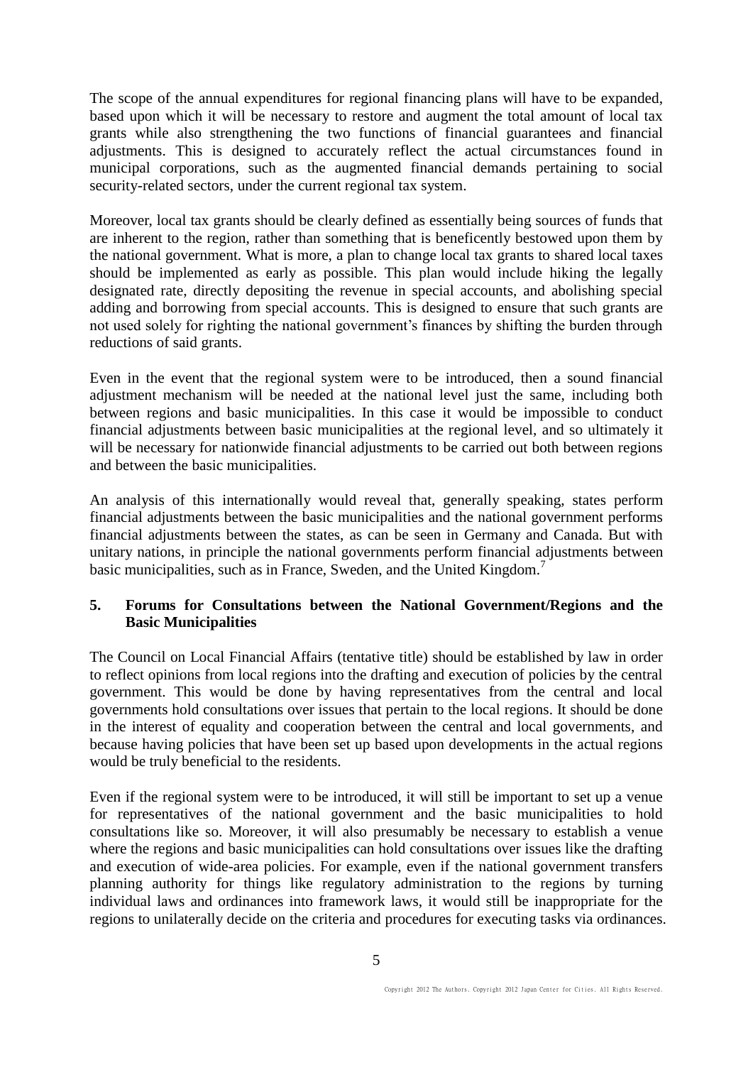The scope of the annual expenditures for regional financing plans will have to be expanded, based upon which it will be necessary to restore and augment the total amount of local tax grants while also strengthening the two functions of financial guarantees and financial adjustments. This is designed to accurately reflect the actual circumstances found in municipal corporations, such as the augmented financial demands pertaining to social security-related sectors, under the current regional tax system.

Moreover, local tax grants should be clearly defined as essentially being sources of funds that are inherent to the region, rather than something that is beneficently bestowed upon them by the national government. What is more, a plan to change local tax grants to shared local taxes should be implemented as early as possible. This plan would include hiking the legally designated rate, directly depositing the revenue in special accounts, and abolishing special adding and borrowing from special accounts. This is designed to ensure that such grants are not used solely for righting the national government's finances by shifting the burden through reductions of said grants.

Even in the event that the regional system were to be introduced, then a sound financial adjustment mechanism will be needed at the national level just the same, including both between regions and basic municipalities. In this case it would be impossible to conduct financial adjustments between basic municipalities at the regional level, and so ultimately it will be necessary for nationwide financial adjustments to be carried out both between regions and between the basic municipalities.

An analysis of this internationally would reveal that, generally speaking, states perform financial adjustments between the basic municipalities and the national government performs financial adjustments between the states, as can be seen in Germany and Canada. But with unitary nations, in principle the national governments perform financial adjustments between basic municipalities, such as in France, Sweden, and the United Kingdom.[7]

## 5. Forums for Consultations between the National Government/Regions and the Basic Municipalities

The Council on Local Financial Affairs (tentative title) should be established by law in order to reflect opinions from local regions into the drafting and execution of policies by the central government. This would be done by having representatives from the central and local governments hold consultations over issues that pertain to the local regions. It should be done in the interest of equality and cooperation between the central and local governments, and because having policies that have been set up based upon developments in the actual regions would be truly beneficial to the residents.

Even if the regional system were to be introduced, it will still be important to set up a venue for representatives of the national government and the basic municipalities to hold consultations like so. Moreover, it will also presumably be necessary to establish a venue where the regions and basic municipalities can hold consultations over issues like the drafting and execution of wide-area policies. For example, even if the national government transfers planning authority for things like regulatory administration to the regions by turning individual laws and ordinances into framework laws, it would still be inappropriate for the regions to unilaterally decide on the criteria and procedures for executing tasks via ordinances.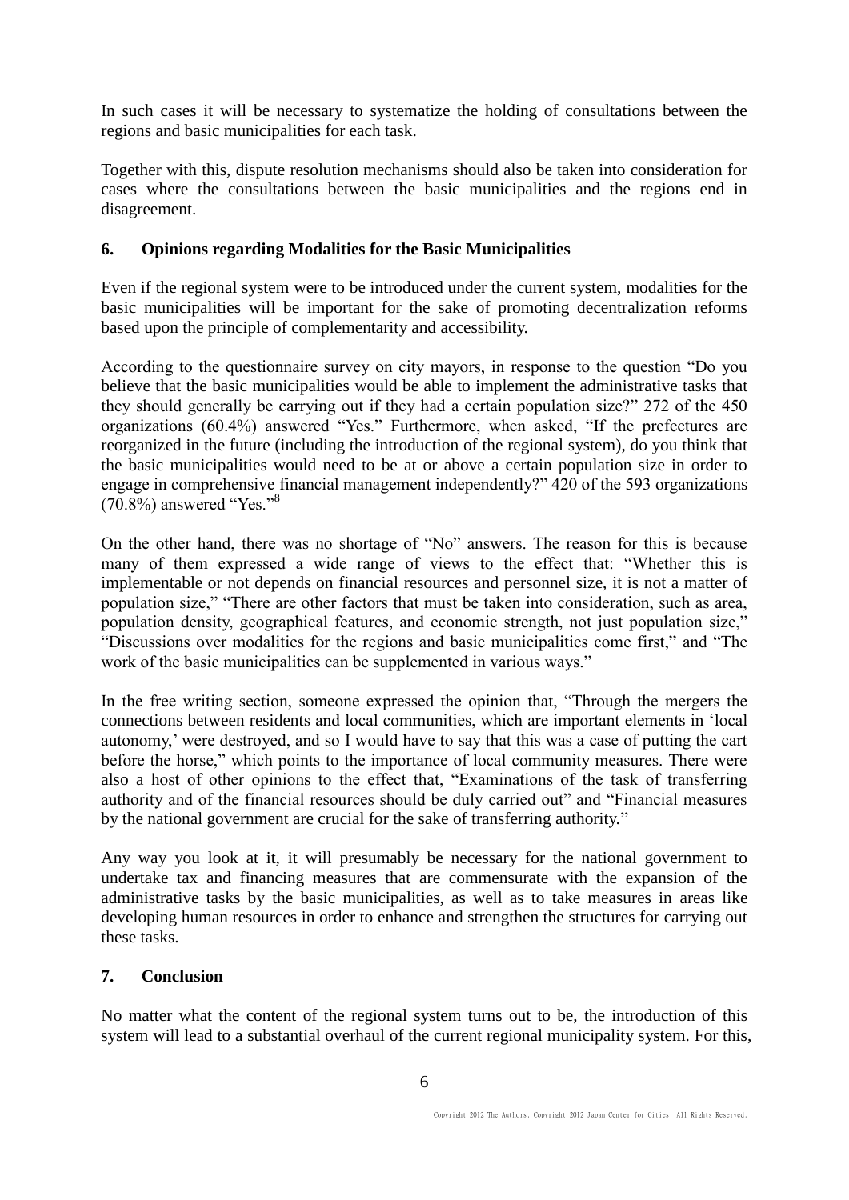In such cases it will be necessary to systematize the holding of consultations between the regions and basic municipalities for each task.

Together with this, dispute resolution mechanisms should also be taken into consideration for cases where the consultations between the basic municipalities and the regions end in disagreement.

## 6. Opinions regarding Modalities for the Basic Municipalities

Even if the regional system were to be introduced under the current system, modalities for the basic municipalities will be important for the sake of promoting decentralization reforms based upon the principle of complementarity and accessibility.

According to the questionnaire survey on city mayors, in response to the question "Do you believe that the basic municipalities would be able to implement the administrative tasks that they should generally be carrying out if they had a certain population size?" 272 of the 450 organizations (60.4%) answered "Yes." Furthermore, when asked, "If the prefectures are reorganized in the future (including the introduction of the regional system), do you think that the basic municipalities would need to be at or above a certain population size in order to engage in comprehensive financial management independently?" 420 of the 593 organizations (70.8%) answered "Yes."[8]

On the other hand, there was no shortage of "No" answers. The reason for this is because many of them expressed a wide range of views to the effect that: "Whether this is implementable or not depends on financial resources and personnel size, it is not a matter of population size," "There are other factors that must be taken into consideration, such as area, population density, geographical features, and economic strength, not just population size," "Discussions over modalities for the regions and basic municipalities come first," and "The work of the basic municipalities can be supplemented in various ways."

In the free writing section, someone expressed the opinion that, "Through the mergers the connections between residents and local communities, which are important elements in 'local autonomy,' were destroyed, and so I would have to say that this was a case of putting the cart before the horse," which points to the importance of local community measures. There were also a host of other opinions to the effect that, "Examinations of the task of transferring authority and of the financial resources should be duly carried out" and "Financial measures by the national government are crucial for the sake of transferring authority."

Any way you look at it, it will presumably be necessary for the national government to undertake tax and financing measures that are commensurate with the expansion of the administrative tasks by the basic municipalities, as well as to take measures in areas like developing human resources in order to enhance and strengthen the structures for carrying out these tasks.

## 7. Conclusion

No matter what the content of the regional system turns out to be, the introduction of this system will lead to a substantial overhaul of the current regional municipality system. For this,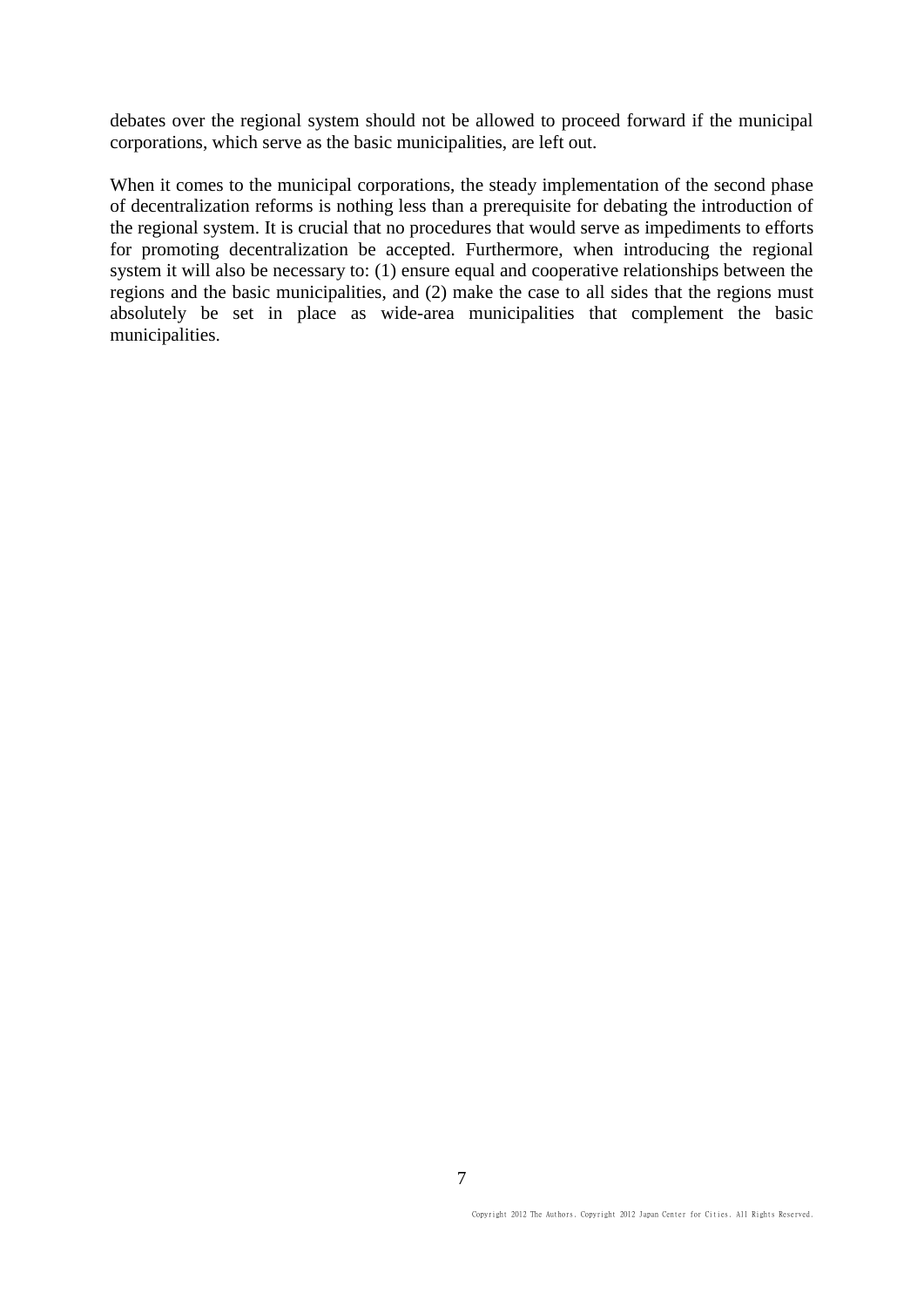debates over the regional system should not be allowed to proceed forward if the municipal corporations, which serve as the basic municipalities, are left out.

When it comes to the municipal corporations, the steady implementation of the second phase of decentralization reforms is nothing less than a prerequisite for debating the introduction of the regional system. It is crucial that no procedures that would serve as impediments to efforts for promoting decentralization be accepted. Furthermore, when introducing the regional system it will also be necessary to: (1) ensure equal and cooperative relationships between the regions and the basic municipalities, and (2) make the case to all sides that the regions must absolutely be set in place as wide-area municipalities that complement the basic municipalities.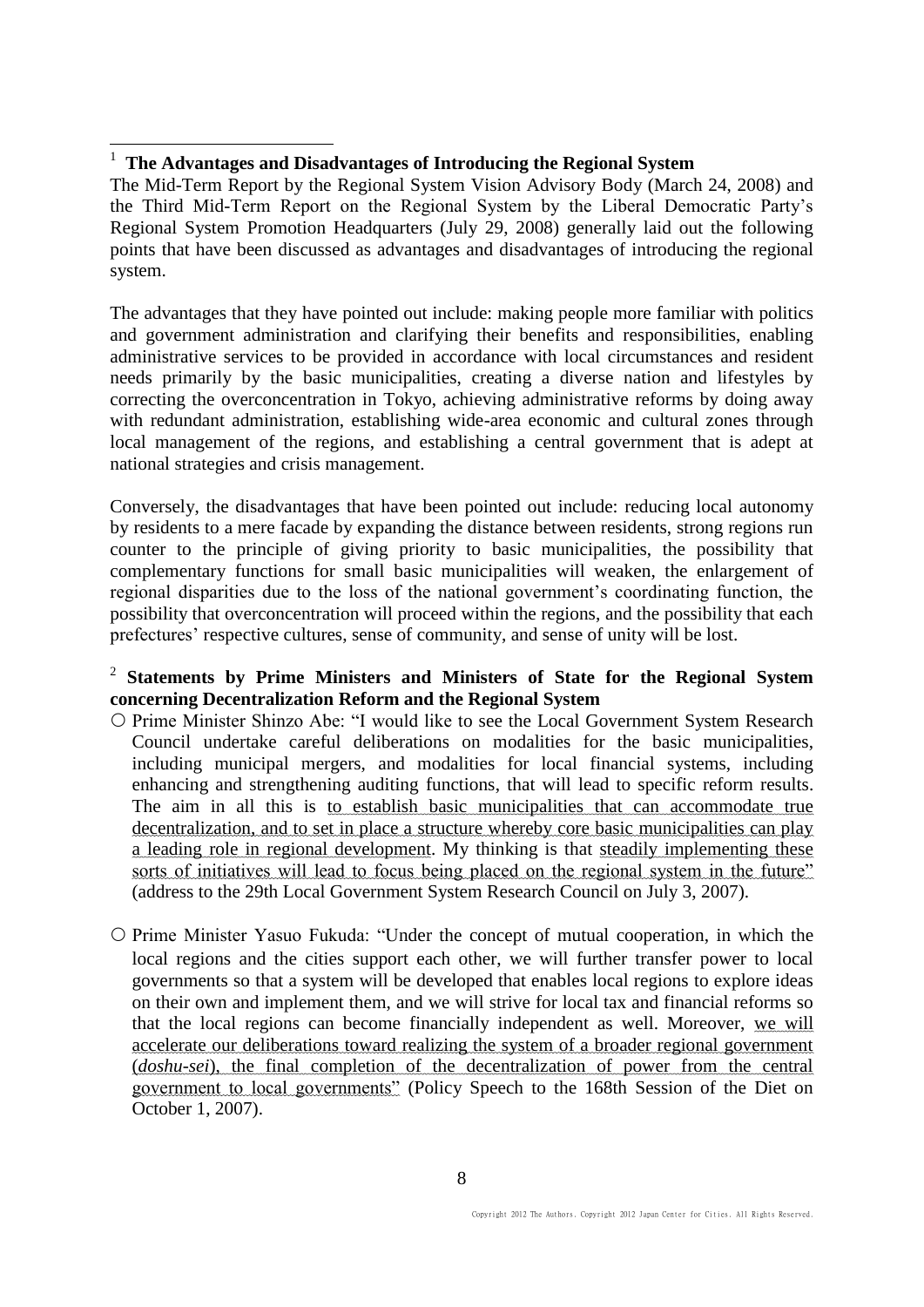[1] **The Advantages and Disadvantages of Introducing the Regional System**

The Mid-Term Report by the Regional System Vision Advisory Body (March 24, 2008) and the Third Mid-Term Report on the Regional System by the Liberal Democratic Party's Regional System Promotion Headquarters (July 29, 2008) generally laid out the following points that have been discussed as advantages and disadvantages of introducing the regional system.

The advantages that they have pointed out include: making people more familiar with politics and government administration and clarifying their benefits and responsibilities, enabling administrative services to be provided in accordance with local circumstances and resident needs primarily by the basic municipalities, creating a diverse nation and lifestyles by correcting the overconcentration in Tokyo, achieving administrative reforms by doing away with redundant administration, establishing wide-area economic and cultural zones through local management of the regions, and establishing a central government that is adept at national strategies and crisis management.

Conversely, the disadvantages that have been pointed out include: reducing local autonomy by residents to a mere facade by expanding the distance between residents, strong regions run counter to the principle of giving priority to basic municipalities, the possibility that complementary functions for small basic municipalities will weaken, the enlargement of regional disparities due to the loss of the national government's coordinating function, the possibility that overconcentration will proceed within the regions, and the possibility that each prefectures' respective cultures, sense of community, and sense of unity will be lost.

[2] **Statements by Prime Ministers and Ministers of State for the Regional System concerning Decentralization Reform and the Regional System**

- Prime Minister Shinzo Abe: "I would like to see the Local Government System Research Council undertake careful deliberations on modalities for the basic municipalities, including municipal mergers, and modalities for local financial systems, including enhancing and strengthening auditing functions, that will lead to specific reform results. The aim in all this is to establish basic municipalities that can accommodate true decentralization, and to set in place a structure whereby core basic municipalities can play a leading role in regional development. My thinking is that steadily implementing these sorts of initiatives will lead to focus being placed on the regional system in the future" (address to the 29th Local Government System Research Council on July 3, 2007).

- Prime Minister Yasuo Fukuda: "Under the concept of mutual cooperation, in which the local regions and the cities support each other, we will further transfer power to local governments so that a system will be developed that enables local regions to explore ideas on their own and implement them, and we will strive for local tax and financial reforms so that the local regions can become financially independent as well. Moreover, we will accelerate our deliberations toward realizing the system of a broader regional government (*doshu-sei*), the final completion of the decentralization of power from the central government to local governments" (Policy Speech to the 168th Session of the Diet on October 1, 2007).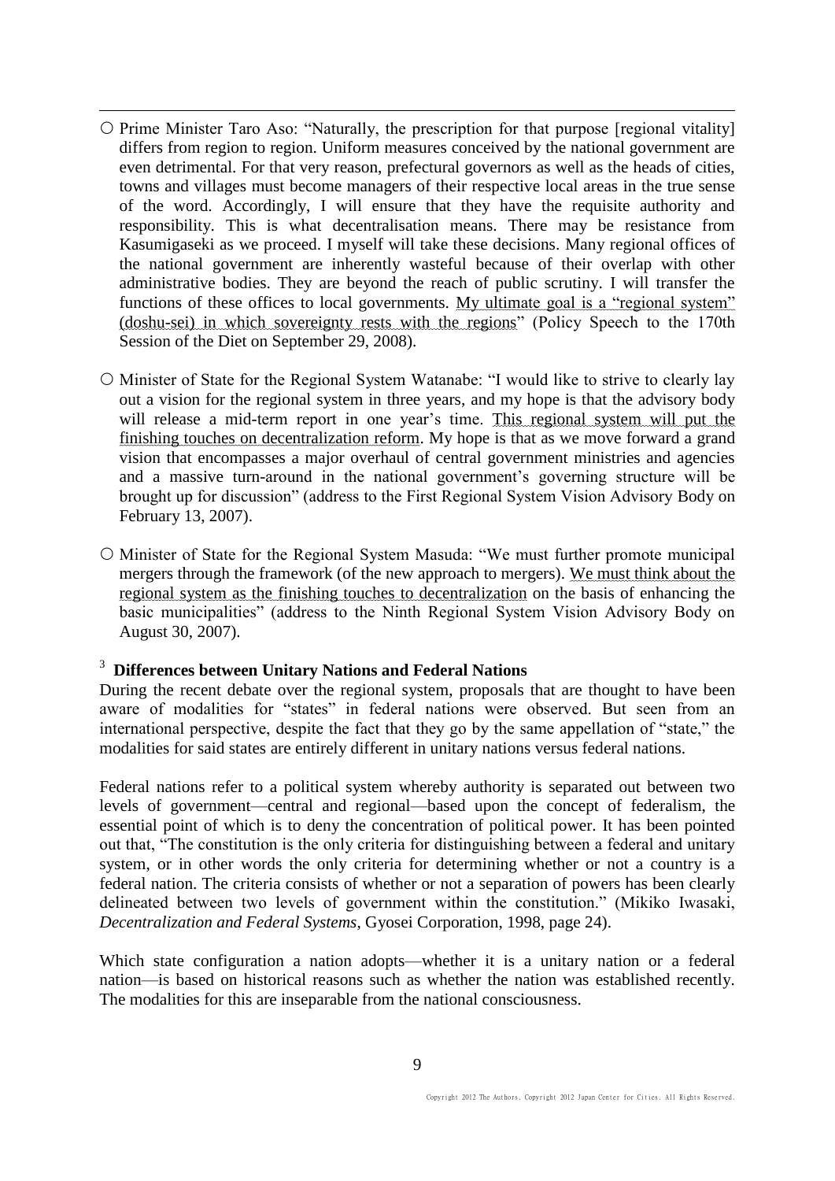- ○ Prime Minister Taro Aso: "Naturally, the prescription for that purpose [regional vitality] differs from region to region. Uniform measures conceived by the national government are even detrimental. For that very reason, prefectural governors as well as the heads of cities, towns and villages must become managers of their respective local areas in the true sense of the word. Accordingly, I will ensure that they have the requisite authority and responsibility. This is what decentralisation means. There may be resistance from Kasumigaseki as we proceed. I myself will take these decisions. Many regional offices of the national government are inherently wasteful because of their overlap with other administrative bodies. They are beyond the reach of public scrutiny. I will transfer the functions of these offices to local governments. My ultimate goal is a "regional system" (doshu-sei) in which sovereignty rests with the regions" (Policy Speech to the 170th Session of the Diet on September 29, 2008).

- ○ Minister of State for the Regional System Watanabe: "I would like to strive to clearly lay out a vision for the regional system in three years, and my hope is that the advisory body will release a mid-term report in one year's time. This regional system will put the finishing touches on decentralization reform. My hope is that as we move forward a grand vision that encompasses a major overhaul of central government ministries and agencies and a massive turn-around in the national government's governing structure will be brought up for discussion" (address to the First Regional System Vision Advisory Body on February 13, 2007).

- ○ Minister of State for the Regional System Masuda: "We must further promote municipal mergers through the framework (of the new approach to mergers). We must think about the regional system as the finishing touches to decentralization on the basis of enhancing the basic municipalities" (address to the Ninth Regional System Vision Advisory Body on August 30, 2007).

[3] **Differences between Unitary Nations and Federal Nations**

During the recent debate over the regional system, proposals that are thought to have been aware of modalities for "states" in federal nations were observed. But seen from an international perspective, despite the fact that they go by the same appellation of "state," the modalities for said states are entirely different in unitary nations versus federal nations.

Federal nations refer to a political system whereby authority is separated out between two levels of government—central and regional—based upon the concept of federalism, the essential point of which is to deny the concentration of political power. It has been pointed out that, "The constitution is the only criteria for distinguishing between a federal and unitary system, or in other words the only criteria for determining whether or not a country is a federal nation. The criteria consists of whether or not a separation of powers has been clearly delineated between two levels of government within the constitution." (Mikiko Iwasaki, *Decentralization and Federal Systems*, Gyosei Corporation, 1998, page 24).

Which state configuration a nation adopts—whether it is a unitary nation or a federal nation—is based on historical reasons such as whether the nation was established recently. The modalities for this are inseparable from the national consciousness.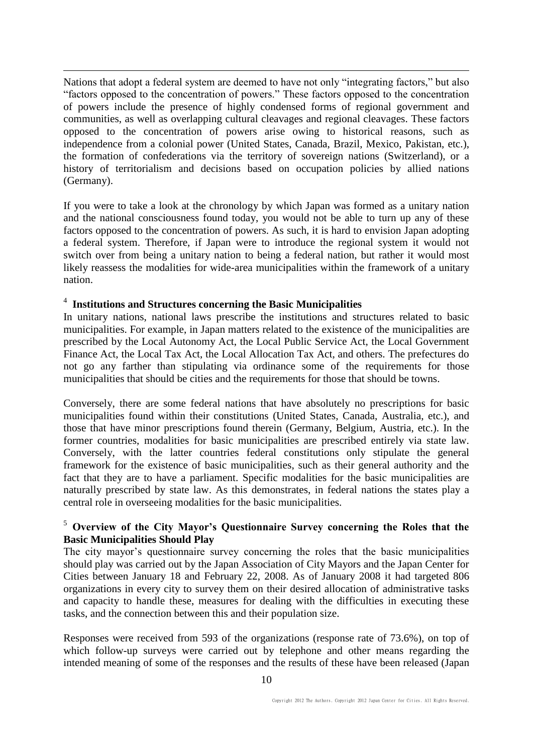Nations that adopt a federal system are deemed to have not only "integrating factors," but also "factors opposed to the concentration of powers." These factors opposed to the concentration of powers include the presence of highly condensed forms of regional government and communities, as well as overlapping cultural cleavages and regional cleavages. These factors opposed to the concentration of powers arise owing to historical reasons, such as independence from a colonial power (United States, Canada, Brazil, Mexico, Pakistan, etc.), the formation of confederations via the territory of sovereign nations (Switzerland), or a history of territorialism and decisions based on occupation policies by allied nations (Germany).

If you were to take a look at the chronology by which Japan was formed as a unitary nation and the national consciousness found today, you would not be able to turn up any of these factors opposed to the concentration of powers. As such, it is hard to envision Japan adopting a federal system. Therefore, if Japan were to introduce the regional system it would not switch over from being a unitary nation to being a federal nation, but rather it would most likely reassess the modalities for wide-area municipalities within the framework of a unitary nation.

[4] **Institutions and Structures concerning the Basic Municipalities**

In unitary nations, national laws prescribe the institutions and structures related to basic municipalities. For example, in Japan matters related to the existence of the municipalities are prescribed by the Local Autonomy Act, the Local Public Service Act, the Local Government Finance Act, the Local Tax Act, the Local Allocation Tax Act, and others. The prefectures do not go any farther than stipulating via ordinance some of the requirements for those municipalities that should be cities and the requirements for those that should be towns.

Conversely, there are some federal nations that have absolutely no prescriptions for basic municipalities found within their constitutions (United States, Canada, Australia, etc.), and those that have minor prescriptions found therein (Germany, Belgium, Austria, etc.). In the former countries, modalities for basic municipalities are prescribed entirely via state law. Conversely, with the latter countries federal constitutions only stipulate the general framework for the existence of basic municipalities, such as their general authority and the fact that they are to have a parliament. Specific modalities for the basic municipalities are naturally prescribed by state law. As this demonstrates, in federal nations the states play a central role in overseeing modalities for the basic municipalities.

[5] **Overview of the City Mayor's Questionnaire Survey concerning the Roles that the Basic Municipalities Should Play**

The city mayor's questionnaire survey concerning the roles that the basic municipalities should play was carried out by the Japan Association of City Mayors and the Japan Center for Cities between January 18 and February 22, 2008. As of January 2008 it had targeted 806 organizations in every city to survey them on their desired allocation of administrative tasks and capacity to handle these, measures for dealing with the difficulties in executing these tasks, and the connection between this and their population size.

Responses were received from 593 of the organizations (response rate of 73.6%), on top of which follow-up surveys were carried out by telephone and other means regarding the intended meaning of some of the responses and the results of these have been released (Japan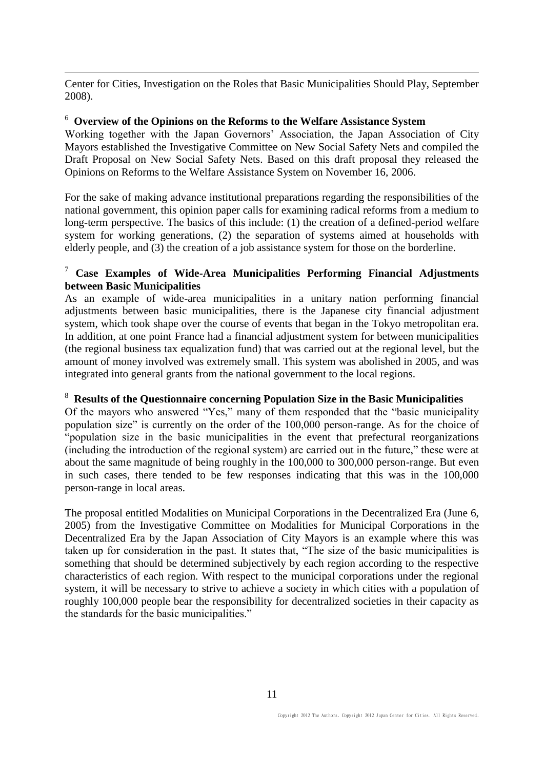Center for Cities, Investigation on the Roles that Basic Municipalities Should Play, September 2008).

[6] **Overview of the Opinions on the Reforms to the Welfare Assistance System**
Working together with the Japan Governors' Association, the Japan Association of City Mayors established the Investigative Committee on New Social Safety Nets and compiled the Draft Proposal on New Social Safety Nets. Based on this draft proposal they released the Opinions on Reforms to the Welfare Assistance System on November 16, 2006.

For the sake of making advance institutional preparations regarding the responsibilities of the national government, this opinion paper calls for examining radical reforms from a medium to long-term perspective. The basics of this include: (1) the creation of a defined-period welfare system for working generations, (2) the separation of systems aimed at households with elderly people, and (3) the creation of a job assistance system for those on the borderline.

[7] **Case Examples of Wide-Area Municipalities Performing Financial Adjustments between Basic Municipalities**
As an example of wide-area municipalities in a unitary nation performing financial adjustments between basic municipalities, there is the Japanese city financial adjustment system, which took shape over the course of events that began in the Tokyo metropolitan era. In addition, at one point France had a financial adjustment system for between municipalities (the regional business tax equalization fund) that was carried out at the regional level, but the amount of money involved was extremely small. This system was abolished in 2005, and was integrated into general grants from the national government to the local regions.

[8] **Results of the Questionnaire concerning Population Size in the Basic Municipalities**
Of the mayors who answered "Yes," many of them responded that the "basic municipality population size" is currently on the order of the 100,000 person-range. As for the choice of "population size in the basic municipalities in the event that prefectural reorganizations (including the introduction of the regional system) are carried out in the future," these were at about the same magnitude of being roughly in the 100,000 to 300,000 person-range. But even in such cases, there tended to be few responses indicating that this was in the 100,000 person-range in local areas.

The proposal entitled Modalities on Municipal Corporations in the Decentralized Era (June 6, 2005) from the Investigative Committee on Modalities for Municipal Corporations in the Decentralized Era by the Japan Association of City Mayors is an example where this was taken up for consideration in the past. It states that, "The size of the basic municipalities is something that should be determined subjectively by each region according to the respective characteristics of each region. With respect to the municipal corporations under the regional system, it will be necessary to strive to achieve a society in which cities with a population of roughly 100,000 people bear the responsibility for decentralized societies in their capacity as the standards for the basic municipalities."